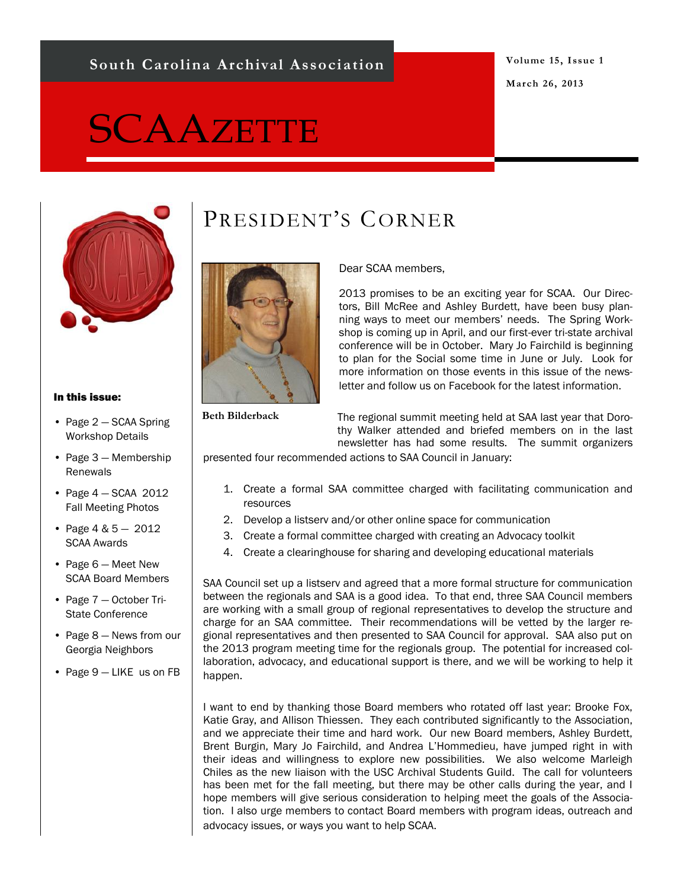South Carolina Archival Association

Volume 15, Issue 1

March 26, 2013

# SCAAZETTE

**In this issue:**

- Page 2 — SCAA Spring Workshop Details
- Page 3 — Membership Renewals
- Page 4 — SCAA 2012 Fall Meeting Photos
- Page 4 & 5 — 2012 SCAA Awards
- Page 6 — Meet New SCAA Board Members
- Page 7 — October Tri-State Conference
- Page 8 — News from our Georgia Neighbors
- Page 9 — LIKE us on FB

## PRESIDENT'S CORNER

**Beth Bilderback**

Dear SCAA members,

2013 promises to be an exciting year for SCAA. Our Directors, Bill McRee and Ashley Burdett, have been busy planning ways to meet our members' needs. The Spring Workshop is coming up in April, and our first-ever tri-state archival conference will be in October. Mary Jo Fairchild is beginning to plan for the Social some time in June or July. Look for more information on those events in this issue of the newsletter and follow us on Facebook for the latest information.

The regional summit meeting held at SAA last year that Dorothy Walker attended and briefed members on in the last newsletter has had some results. The summit organizers presented four recommended actions to SAA Council in January:

1. Create a formal SAA committee charged with facilitating communication and resources
2. Develop a listserv and/or other online space for communication
3. Create a formal committee charged with creating an Advocacy toolkit
4. Create a clearinghouse for sharing and developing educational materials

SAA Council set up a listserv and agreed that a more formal structure for communication between the regionals and SAA is a good idea. To that end, three SAA Council members are working with a small group of regional representatives to develop the structure and charge for an SAA committee. Their recommendations will be vetted by the larger regional representatives and then presented to SAA Council for approval. SAA also put on the 2013 program meeting time for the regionals group. The potential for increased collaboration, advocacy, and educational support is there, and we will be working to help it happen.

I want to end by thanking those Board members who rotated off last year: Brooke Fox, Katie Gray, and Allison Thiessen. They each contributed significantly to the Association, and we appreciate their time and hard work. Our new Board members, Ashley Burdett, Brent Burgin, Mary Jo Fairchild, and Andrea L'Hommedieu, have jumped right in with their ideas and willingness to explore new possibilities. We also welcome Marleigh Chiles as the new liaison with the USC Archival Students Guild. The call for volunteers has been met for the fall meeting, but there may be other calls during the year, and I hope members will give serious consideration to helping meet the goals of the Association. I also urge members to contact Board members with program ideas, outreach and advocacy issues, or ways you want to help SCAA.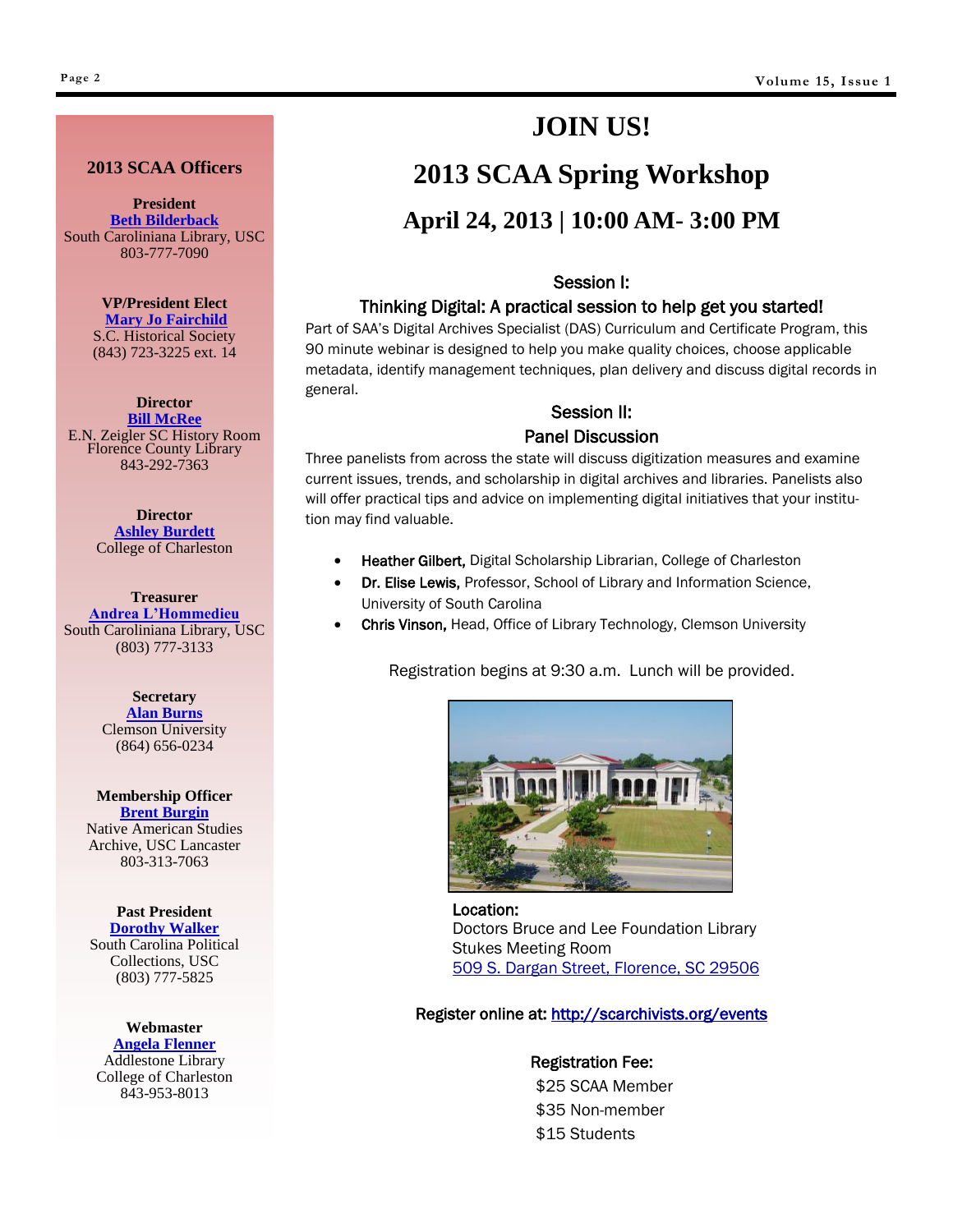## 2013 SCAA Officers

**President**
Beth Bilderback
South Caroliniana Library, USC
803-777-7090

**VP/President Elect**
Mary Jo Fairchild
S.C. Historical Society
(843) 723-3225 ext. 14

**Director**
Bill McRee
E.N. Zeigler SC History Room
Florence County Library
843-292-7363

**Director**
Ashley Burdett
College of Charleston

**Treasurer**
Andrea L'Hommedieu
South Caroliniana Library, USC
(803) 777-3133

**Secretary**
Alan Burns
Clemson University
(864) 656-0234

**Membership Officer**
Brent Burgin
Native American Studies
Archive, USC Lancaster
803-313-7063

**Past President**
Dorothy Walker
South Carolina Political
Collections, USC
(803) 777-5825

**Webmaster**
Angela Flenner
Addlestone Library
College of Charleston
843-953-8013

# JOIN US!

# 2013 SCAA Spring Workshop

## April 24, 2013 | 10:00 AM- 3:00 PM

### Session I:
### Thinking Digital: A practical session to help get you started!

Part of SAA's Digital Archives Specialist (DAS) Curriculum and Certificate Program, this 90 minute webinar is designed to help you make quality choices, choose applicable metadata, identify management techniques, plan delivery and discuss digital records in general.

### Session II:
### Panel Discussion

Three panelists from across the state will discuss digitization measures and examine current issues, trends, and scholarship in digital archives and libraries. Panelists also will offer practical tips and advice on implementing digital initiatives that your institution may find valuable.

- **Heather Gilbert,** Digital Scholarship Librarian, College of Charleston
- **Dr. Elise Lewis,** Professor, School of Library and Information Science, University of South Carolina
- **Chris Vinson,** Head, Office of Library Technology, Clemson University

Registration begins at 9:30 a.m. Lunch will be provided.

**Location:**
Doctors Bruce and Lee Foundation Library
Stukes Meeting Room
509 S. Dargan Street, Florence, SC 29506

**Register online at:** http://scarchivists.org/events

**Registration Fee:**
$25 SCAA Member
$35 Non-member
$15 Students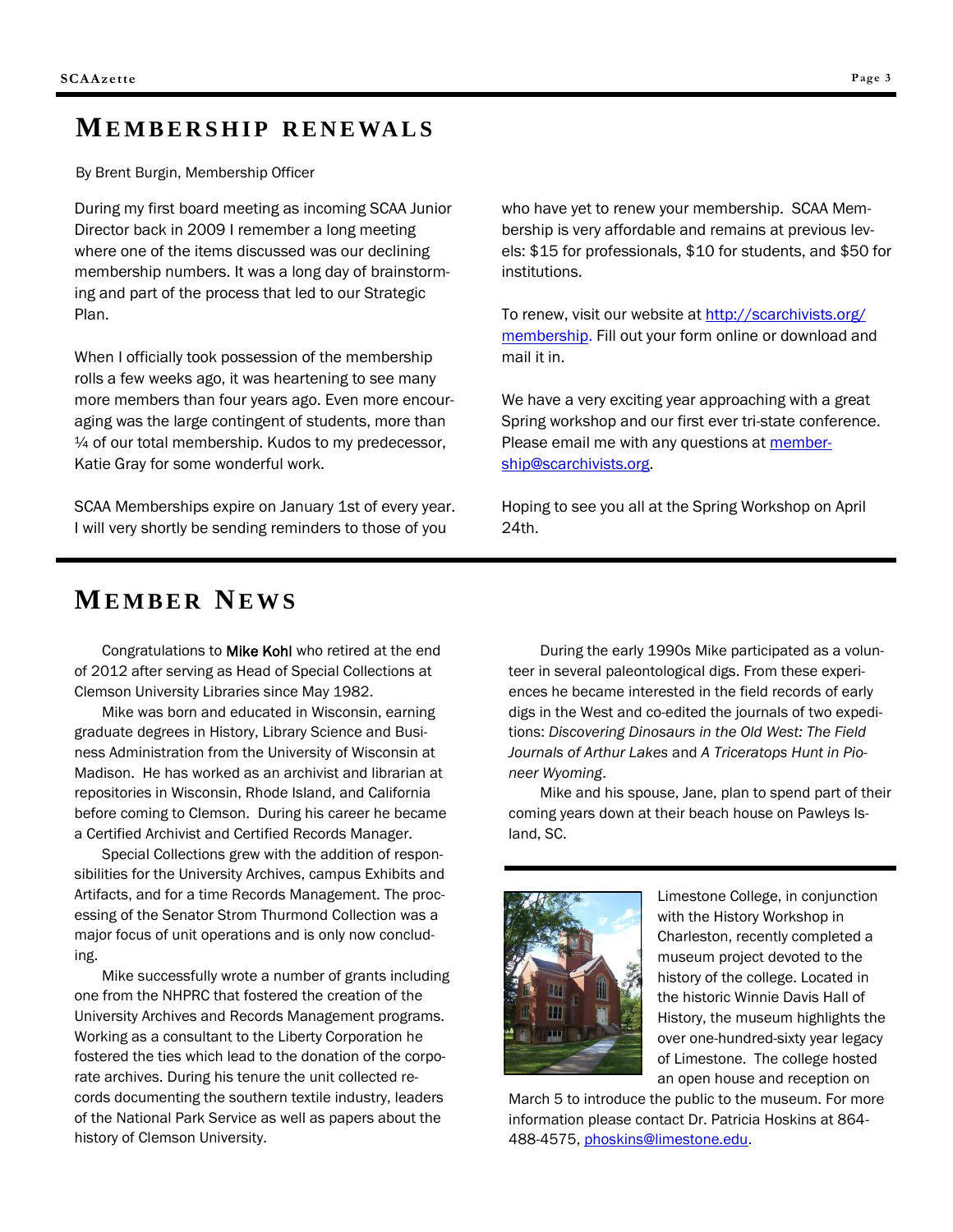# MEMBERSHIP RENEWALS

By Brent Burgin, Membership Officer

During my first board meeting as incoming SCAA Junior Director back in 2009 I remember a long meeting where one of the items discussed was our declining membership numbers. It was a long day of brainstorming and part of the process that led to our Strategic Plan.

When I officially took possession of the membership rolls a few weeks ago, it was heartening to see many more members than four years ago. Even more encouraging was the large contingent of students, more than ¼ of our total membership. Kudos to my predecessor, Katie Gray for some wonderful work.

SCAA Memberships expire on January 1st of every year. I will very shortly be sending reminders to those of you who have yet to renew your membership. SCAA Membership is very affordable and remains at previous levels: $15 for professionals, $10 for students, and $50 for institutions.

To renew, visit our website at http://scarchivists.org/membership. Fill out your form online or download and mail it in.

We have a very exciting year approaching with a great Spring workshop and our first ever tri-state conference. Please email me with any questions at membership@scarchivists.org.

Hoping to see you all at the Spring Workshop on April 24th.

# MEMBER NEWS

Congratulations to **Mike Kohl** who retired at the end of 2012 after serving as Head of Special Collections at Clemson University Libraries since May 1982.

Mike was born and educated in Wisconsin, earning graduate degrees in History, Library Science and Business Administration from the University of Wisconsin at Madison. He has worked as an archivist and librarian at repositories in Wisconsin, Rhode Island, and California before coming to Clemson. During his career he became a Certified Archivist and Certified Records Manager.

Special Collections grew with the addition of responsibilities for the University Archives, campus Exhibits and Artifacts, and for a time Records Management. The processing of the Senator Strom Thurmond Collection was a major focus of unit operations and is only now concluding.

Mike successfully wrote a number of grants including one from the NHPRC that fostered the creation of the University Archives and Records Management programs. Working as a consultant to the Liberty Corporation he fostered the ties which lead to the donation of the corporate archives. During his tenure the unit collected records documenting the southern textile industry, leaders of the National Park Service as well as papers about the history of Clemson University.

During the early 1990s Mike participated as a volunteer in several paleontological digs. From these experiences he became interested in the field records of early digs in the West and co-edited the journals of two expeditions: *Discovering Dinosaurs in the Old West: The Field Journals of Arthur Lakes* and *A Triceratops Hunt in Pioneer Wyoming*.

Mike and his spouse, Jane, plan to spend part of their coming years down at their beach house on Pawleys Island, SC.

---

Limestone College, in conjunction with the History Workshop in Charleston, recently completed a museum project devoted to the history of the college. Located in the historic Winnie Davis Hall of History, the museum highlights the over one-hundred-sixty year legacy of Limestone. The college hosted an open house and reception on March 5 to introduce the public to the museum. For more information please contact Dr. Patricia Hoskins at 864-488-4575, phoskins@limestone.edu.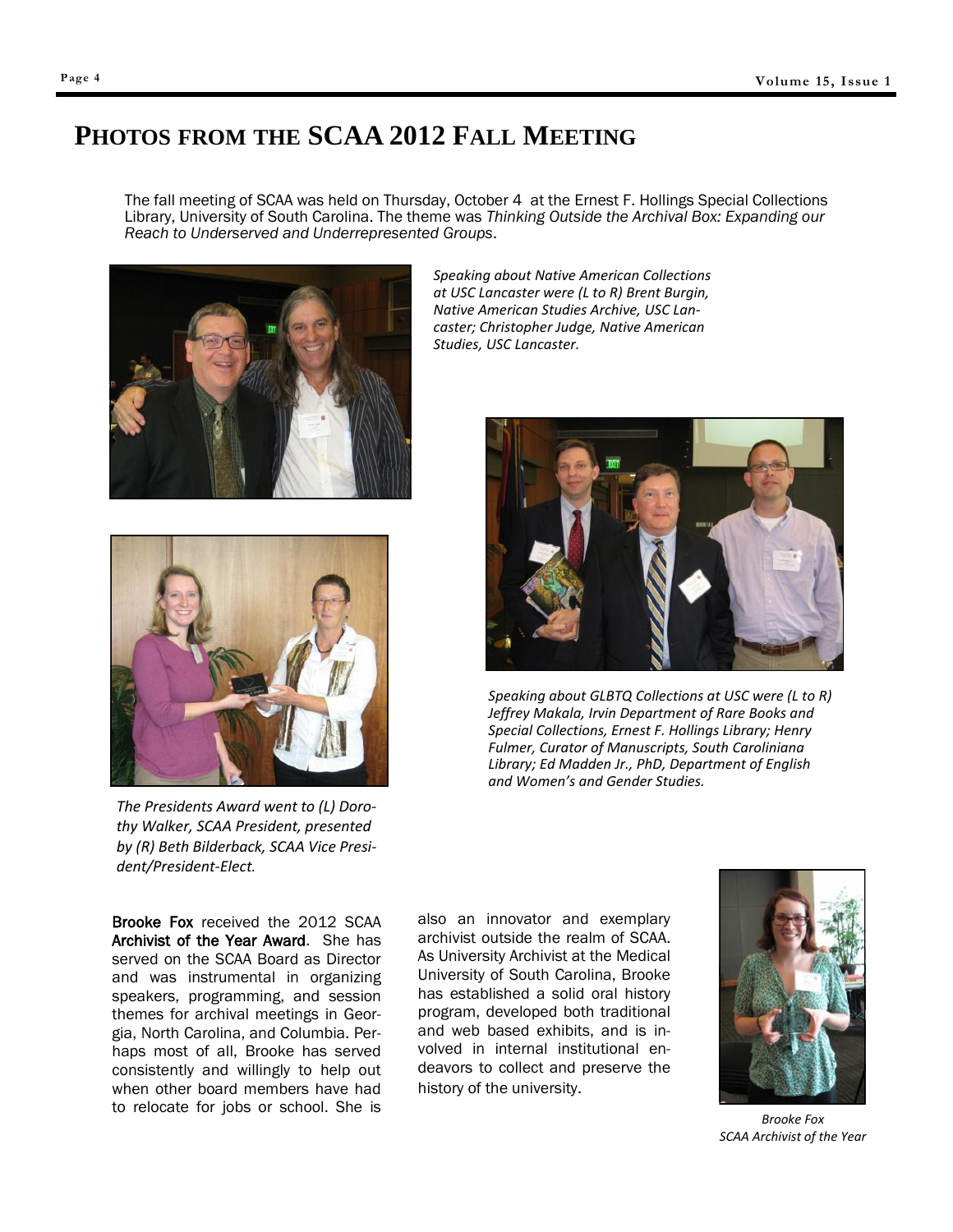# Photos from the SCAA 2012 Fall Meeting

The fall meeting of SCAA was held on Thursday, October 4 at the Ernest F. Hollings Special Collections Library, University of South Carolina. The theme was *Thinking Outside the Archival Box: Expanding our Reach to Underserved and Underrepresented Groups*.

*Speaking about Native American Collections at USC Lancaster were (L to R) Brent Burgin, Native American Studies Archive, USC Lancaster; Christopher Judge, Native American Studies, USC Lancaster.*

*Speaking about GLBTQ Collections at USC were (L to R) Jeffrey Makala, Irvin Department of Rare Books and Special Collections, Ernest F. Hollings Library; Henry Fulmer, Curator of Manuscripts, South Caroliniana Library; Ed Madden Jr., PhD, Department of English and Women's and Gender Studies.*

*The Presidents Award went to (L) Dorothy Walker, SCAA President, presented by (R) Beth Bilderback, SCAA Vice President/President-Elect.*

**Brooke Fox** received the 2012 SCAA **Archivist of the Year Award**. She has served on the SCAA Board as Director and was instrumental in organizing speakers, programming, and session themes for archival meetings in Georgia, North Carolina, and Columbia. Perhaps most of all, Brooke has served consistently and willingly to help out when other board members have had to relocate for jobs or school. She is also an innovator and exemplary archivist outside the realm of SCAA. As University Archivist at the Medical University of South Carolina, Brooke has established a solid oral history program, developed both traditional and web based exhibits, and is involved in internal institutional endeavors to collect and preserve the history of the university.

*Brooke Fox*
*SCAA Archivist of the Year*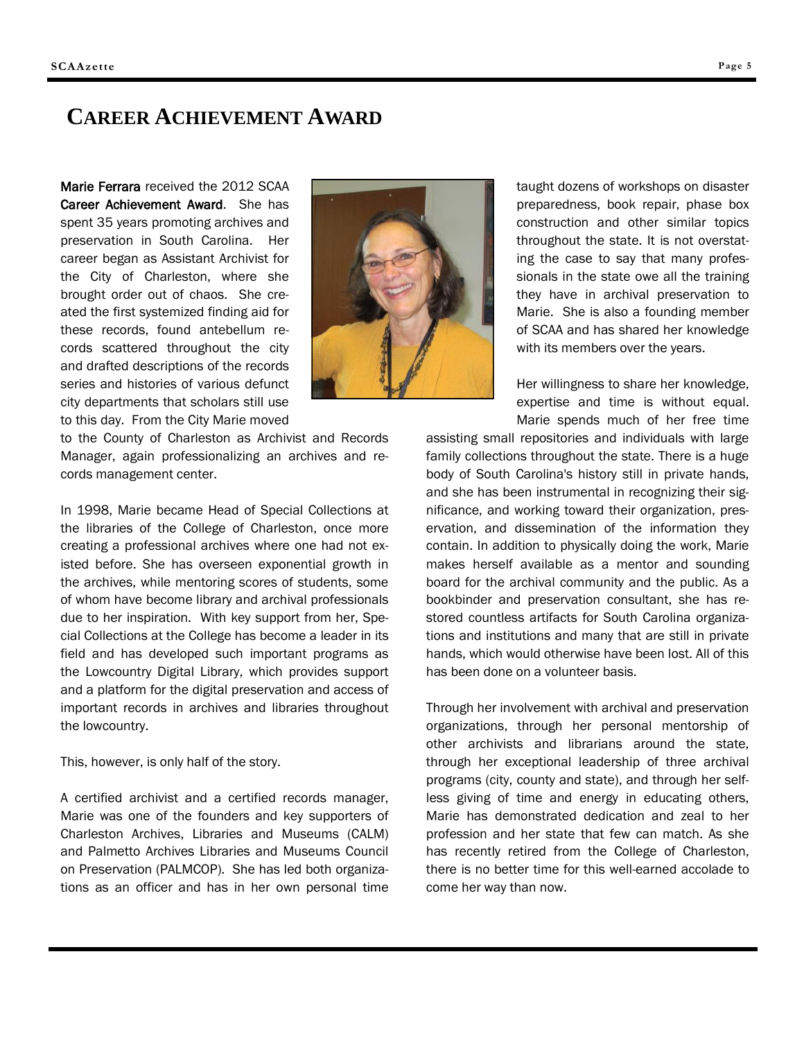# Career Achievement Award

**Marie Ferrara** received the 2012 SCAA **Career Achievement Award**. She has spent 35 years promoting archives and preservation in South Carolina. Her career began as Assistant Archivist for the City of Charleston, where she brought order out of chaos. She created the first systemized finding aid for these records, found antebellum records scattered throughout the city and drafted descriptions of the records series and histories of various defunct city departments that scholars still use to this day. From the City Marie moved to the County of Charleston as Archivist and Records Manager, again professionalizing an archives and records management center.

In 1998, Marie became Head of Special Collections at the libraries of the College of Charleston, once more creating a professional archives where one had not existed before. She has overseen exponential growth in the archives, while mentoring scores of students, some of whom have become library and archival professionals due to her inspiration. With key support from her, Special Collections at the College has become a leader in its field and has developed such important programs as the Lowcountry Digital Library, which provides support and a platform for the digital preservation and access of important records in archives and libraries throughout the lowcountry.

This, however, is only half of the story.

A certified archivist and a certified records manager, Marie was one of the founders and key supporters of Charleston Archives, Libraries and Museums (CALM) and Palmetto Archives Libraries and Museums Council on Preservation (PALMCOP). She has led both organizations as an officer and has in her own personal time taught dozens of workshops on disaster preparedness, book repair, phase box construction and other similar topics throughout the state. It is not overstating the case to say that many professionals in the state owe all the training they have in archival preservation to Marie. She is also a founding member of SCAA and has shared her knowledge with its members over the years.

Her willingness to share her knowledge, expertise and time is without equal. Marie spends much of her free time assisting small repositories and individuals with large family collections throughout the state. There is a huge body of South Carolina's history still in private hands, and she has been instrumental in recognizing their significance, and working toward their organization, preservation, and dissemination of the information they contain. In addition to physically doing the work, Marie makes herself available as a mentor and sounding board for the archival community and the public. As a bookbinder and preservation consultant, she has restored countless artifacts for South Carolina organizations and institutions and many that are still in private hands, which would otherwise have been lost. All of this has been done on a volunteer basis.

Through her involvement with archival and preservation organizations, through her personal mentorship of other archivists and librarians around the state, through her exceptional leadership of three archival programs (city, county and state), and through her selfless giving of time and energy in educating others, Marie has demonstrated dedication and zeal to her profession and her state that few can match. As she has recently retired from the College of Charleston, there is no better time for this well-earned accolade to come her way than now.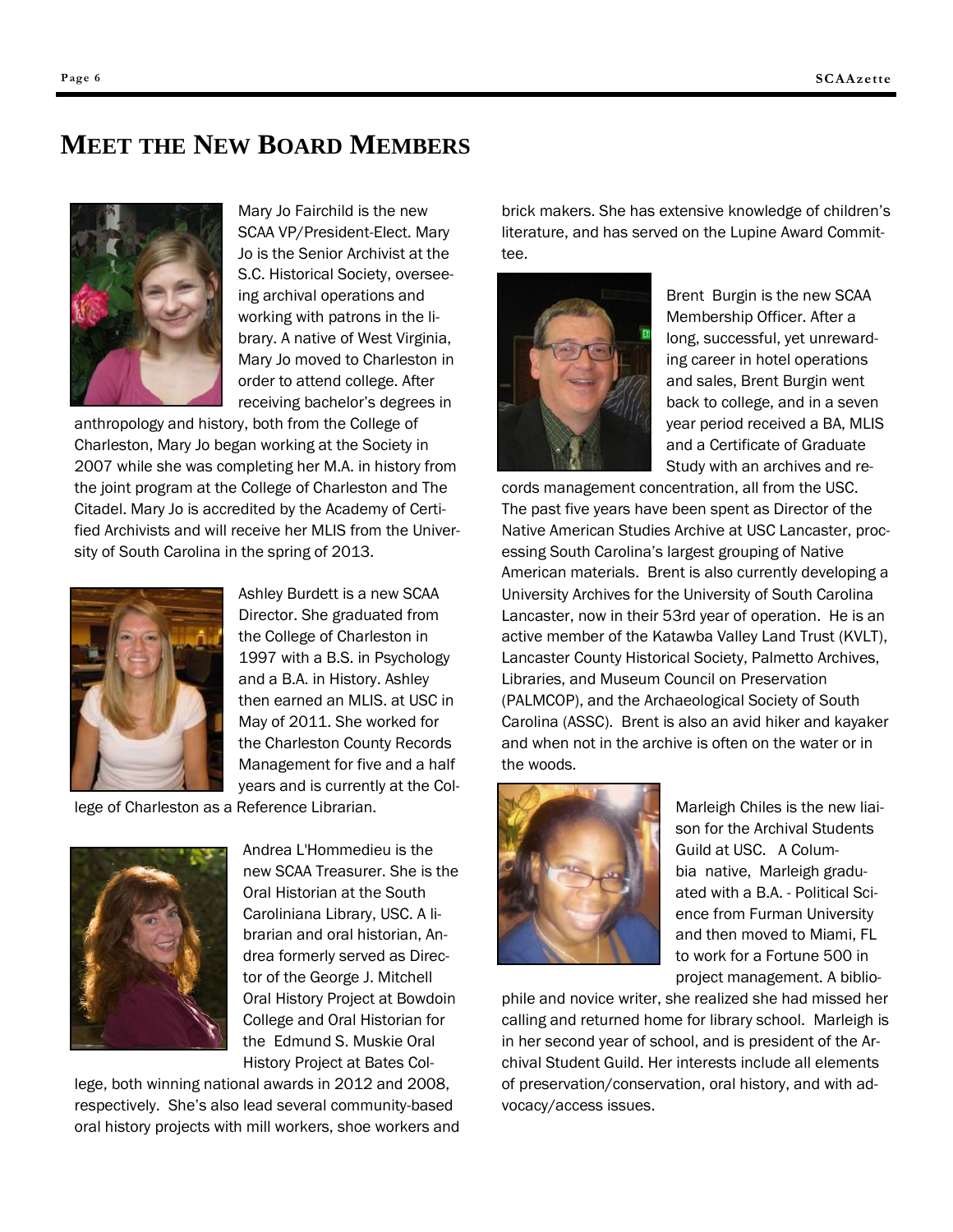# MEET THE NEW BOARD MEMBERS

Mary Jo Fairchild is the new SCAA VP/President-Elect. Mary Jo is the Senior Archivist at the S.C. Historical Society, overseeing archival operations and working with patrons in the library. A native of West Virginia, Mary Jo moved to Charleston in order to attend college. After receiving bachelor's degrees in anthropology and history, both from the College of Charleston, Mary Jo began working at the Society in 2007 while she was completing her M.A. in history from the joint program at the College of Charleston and The Citadel. Mary Jo is accredited by the Academy of Certified Archivists and will receive her MLIS from the University of South Carolina in the spring of 2013.

Ashley Burdett is a new SCAA Director. She graduated from the College of Charleston in 1997 with a B.S. in Psychology and a B.A. in History. Ashley then earned an MLIS. at USC in May of 2011. She worked for the Charleston County Records Management for five and a half years and is currently at the College of Charleston as a Reference Librarian.

Andrea L'Hommedieu is the new SCAA Treasurer. She is the Oral Historian at the South Caroliniana Library, USC. A librarian and oral historian, Andrea formerly served as Director of the George J. Mitchell Oral History Project at Bowdoin College and Oral Historian for the Edmund S. Muskie Oral History Project at Bates College, both winning national awards in 2012 and 2008, respectively. She's also lead several community-based oral history projects with mill workers, shoe workers and brick makers. She has extensive knowledge of children's literature, and has served on the Lupine Award Committee.

Brent Burgin is the new SCAA Membership Officer. After a long, successful, yet unrewarding career in hotel operations and sales, Brent Burgin went back to college, and in a seven year period received a BA, MLIS and a Certificate of Graduate Study with an archives and records management concentration, all from the USC. The past five years have been spent as Director of the Native American Studies Archive at USC Lancaster, processing South Carolina's largest grouping of Native American materials. Brent is also currently developing a University Archives for the University of South Carolina Lancaster, now in their 53rd year of operation. He is an active member of the Katawba Valley Land Trust (KVLT), Lancaster County Historical Society, Palmetto Archives, Libraries, and Museum Council on Preservation (PALMCOP), and the Archaeological Society of South Carolina (ASSC). Brent is also an avid hiker and kayaker and when not in the archive is often on the water or in the woods.

Marleigh Chiles is the new liaison for the Archival Students Guild at USC. A Columbia native, Marleigh graduated with a B.A. - Political Science from Furman University and then moved to Miami, FL to work for a Fortune 500 in project management. A bibliophile and novice writer, she realized she had missed her calling and returned home for library school. Marleigh is in her second year of school, and is president of the Archival Student Guild. Her interests include all elements of preservation/conservation, oral history, and with advocacy/access issues.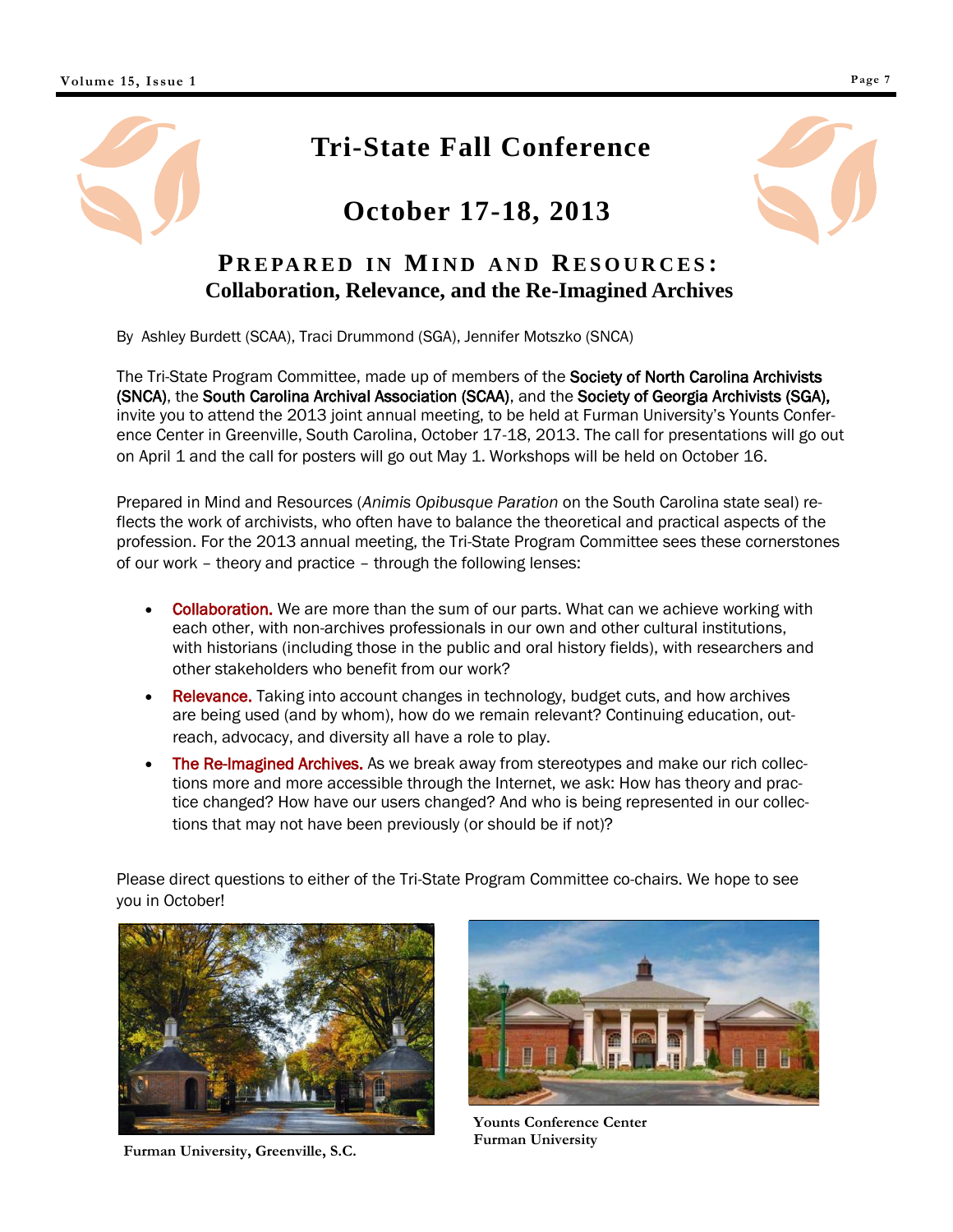# Tri-State Fall Conference

# October 17-18, 2013

## PREPARED IN MIND AND RESOURCES:
### Collaboration, Relevance, and the Re-Imagined Archives

By Ashley Burdett (SCAA), Traci Drummond (SGA), Jennifer Motszko (SNCA)

The Tri-State Program Committee, made up of members of the Society of North Carolina Archivists (SNCA), the South Carolina Archival Association (SCAA), and the Society of Georgia Archivists (SGA), invite you to attend the 2013 joint annual meeting, to be held at Furman University's Younts Conference Center in Greenville, South Carolina, October 17-18, 2013. The call for presentations will go out on April 1 and the call for posters will go out May 1. Workshops will be held on October 16.

Prepared in Mind and Resources (*Animis Opibusque Paration* on the South Carolina state seal) reflects the work of archivists, who often have to balance the theoretical and practical aspects of the profession. For the 2013 annual meeting, the Tri-State Program Committee sees these cornerstones of our work – theory and practice – through the following lenses:

- Collaboration. We are more than the sum of our parts. What can we achieve working with each other, with non-archives professionals in our own and other cultural institutions, with historians (including those in the public and oral history fields), with researchers and other stakeholders who benefit from our work?
- Relevance. Taking into account changes in technology, budget cuts, and how archives are being used (and by whom), how do we remain relevant? Continuing education, outreach, advocacy, and diversity all have a role to play.
- The Re-Imagined Archives. As we break away from stereotypes and make our rich collections more and more accessible through the Internet, we ask: How has theory and practice changed? How have our users changed? And who is being represented in our collections that may not have been previously (or should be if not)?

Please direct questions to either of the Tri-State Program Committee co-chairs. We hope to see you in October!

**Furman University, Greenville, S.C.**

**Younts Conference Center**
**Furman University**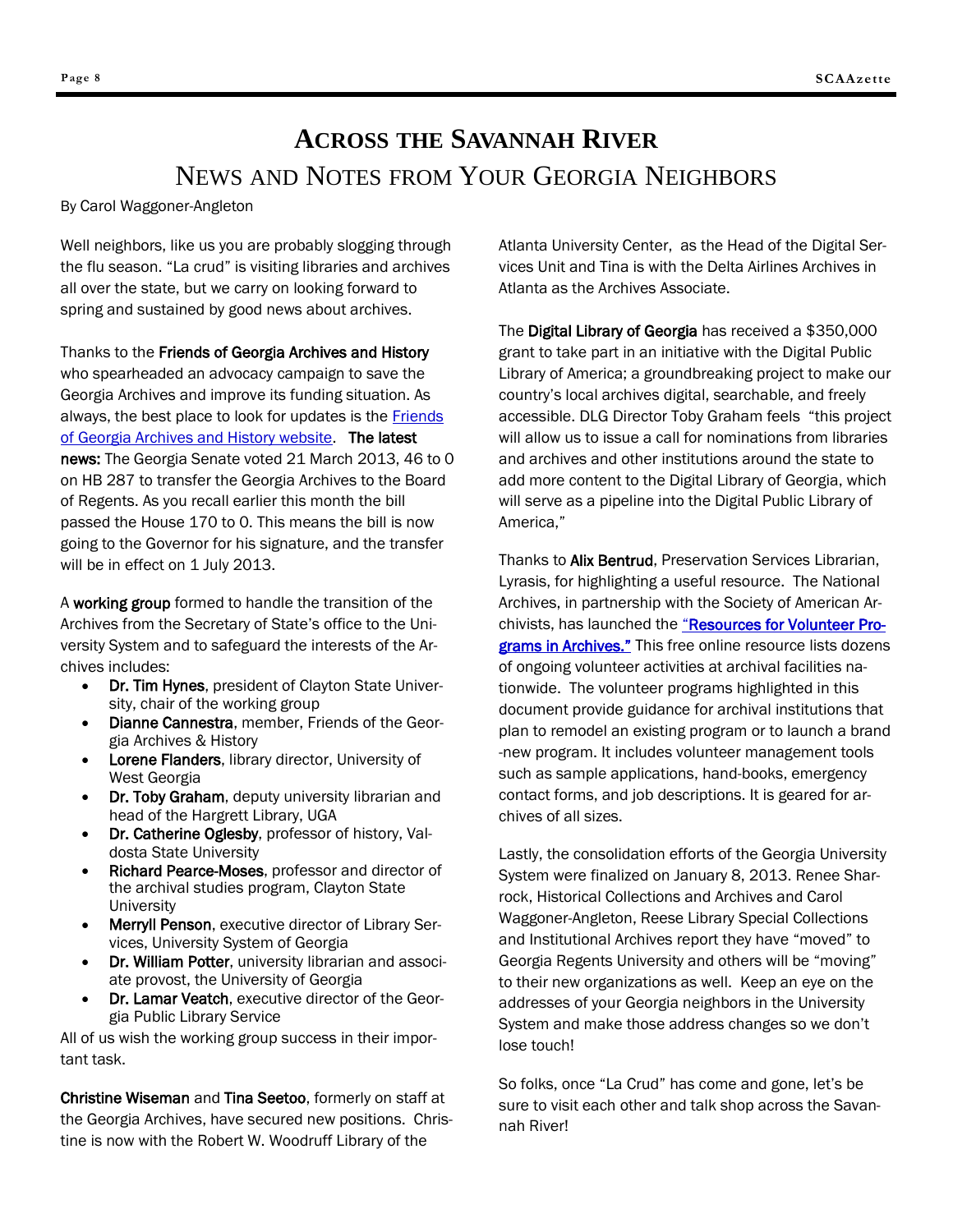# Across the Savannah River

## News and Notes from Your Georgia Neighbors

By Carol Waggoner-Angleton

Well neighbors, like us you are probably slogging through the flu season. "La crud" is visiting libraries and archives all over the state, but we carry on looking forward to spring and sustained by good news about archives.

Thanks to the **Friends of Georgia Archives and History** who spearheaded an advocacy campaign to save the Georgia Archives and improve its funding situation. As always, the best place to look for updates is the [Friends of Georgia Archives and History website](). **The latest news:** The Georgia Senate voted 21 March 2013, 46 to 0 on HB 287 to transfer the Georgia Archives to the Board of Regents. As you recall earlier this month the bill passed the House 170 to 0. This means the bill is now going to the Governor for his signature, and the transfer will be in effect on 1 July 2013.

A **working group** formed to handle the transition of the Archives from the Secretary of State's office to the University System and to safeguard the interests of the Archives includes:

- **Dr. Tim Hynes**, president of Clayton State University, chair of the working group
- **Dianne Cannestra**, member, Friends of the Georgia Archives & History
- **Lorene Flanders**, library director, University of West Georgia
- **Dr. Toby Graham**, deputy university librarian and head of the Hargrett Library, UGA
- **Dr. Catherine Oglesby**, professor of history, Valdosta State University
- **Richard Pearce-Moses**, professor and director of the archival studies program, Clayton State University
- **Merryll Penson**, executive director of Library Services, University System of Georgia
- **Dr. William Potter**, university librarian and associate provost, the University of Georgia
- **Dr. Lamar Veatch**, executive director of the Georgia Public Library Service

All of us wish the working group success in their important task.

**Christine Wiseman** and **Tina Seetoo**, formerly on staff at the Georgia Archives, have secured new positions. Christine is now with the Robert W. Woodruff Library of the Atlanta University Center, as the Head of the Digital Services Unit and Tina is with the Delta Airlines Archives in Atlanta as the Archives Associate.

The **Digital Library of Georgia** has received a $350,000 grant to take part in an initiative with the Digital Public Library of America; a groundbreaking project to make our country's local archives digital, searchable, and freely accessible. DLG Director Toby Graham feels "this project will allow us to issue a call for nominations from libraries and archives and other institutions around the state to add more content to the Digital Library of Georgia, which will serve as a pipeline into the Digital Public Library of America,"

Thanks to **Alix Bentrud**, Preservation Services Librarian, Lyrasis, for highlighting a useful resource. The National Archives, in partnership with the Society of American Archivists, has launched the **["Resources for Volunteer Programs in Archives."]()** This free online resource lists dozens of ongoing volunteer activities at archival facilities nationwide. The volunteer programs highlighted in this document provide guidance for archival institutions that plan to remodel an existing program or to launch a brand-new program. It includes volunteer management tools such as sample applications, hand-books, emergency contact forms, and job descriptions. It is geared for archives of all sizes.

Lastly, the consolidation efforts of the Georgia University System were finalized on January 8, 2013. Renee Sharrock, Historical Collections and Archives and Carol Waggoner-Angleton, Reese Library Special Collections and Institutional Archives report they have "moved" to Georgia Regents University and others will be "moving" to their new organizations as well. Keep an eye on the addresses of your Georgia neighbors in the University System and make those address changes so we don't lose touch!

So folks, once "La Crud" has come and gone, let's be sure to visit each other and talk shop across the Savannah River!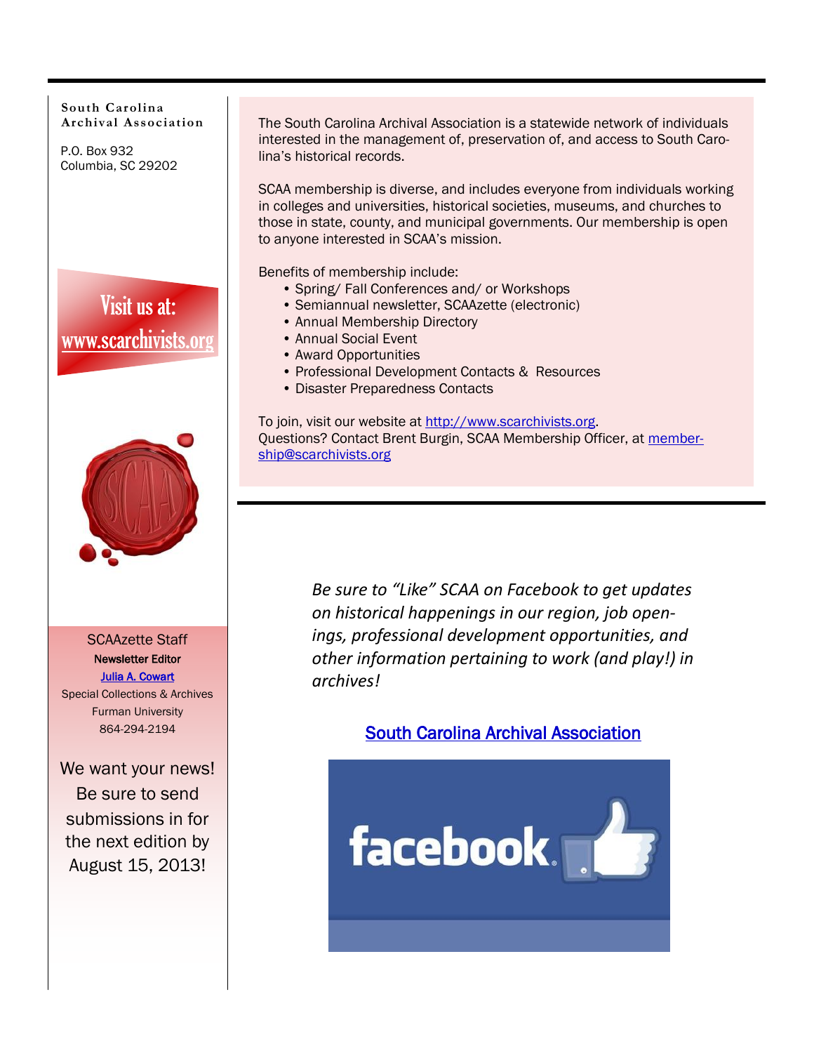**South Carolina Archival Association**

P.O. Box 932
Columbia, SC 29202

Visit us at:
www.scarchivists.org

SCAAzette Staff

**Newsletter Editor**

Julia A. Cowart
Special Collections & Archives
Furman University
864-294-2194

We want your news! Be sure to send submissions in for the next edition by August 15, 2013!

The South Carolina Archival Association is a statewide network of individuals interested in the management of, preservation of, and access to South Carolina's historical records.

SCAA membership is diverse, and includes everyone from individuals working in colleges and universities, historical societies, museums, and churches to those in state, county, and municipal governments. Our membership is open to anyone interested in SCAA's mission.

Benefits of membership include:

- Spring/ Fall Conferences and/ or Workshops
- Semiannual newsletter, SCAAzette (electronic)
- Annual Membership Directory
- Annual Social Event
- Award Opportunities
- Professional Development Contacts & Resources
- Disaster Preparedness Contacts

To join, visit our website at http://www.scarchivists.org.
Questions? Contact Brent Burgin, SCAA Membership Officer, at membership@scarchivists.org

*Be sure to "Like" SCAA on Facebook to get updates on historical happenings in our region, job openings, professional development opportunities, and other information pertaining to work (and play!) in archives!*

South Carolina Archival Association